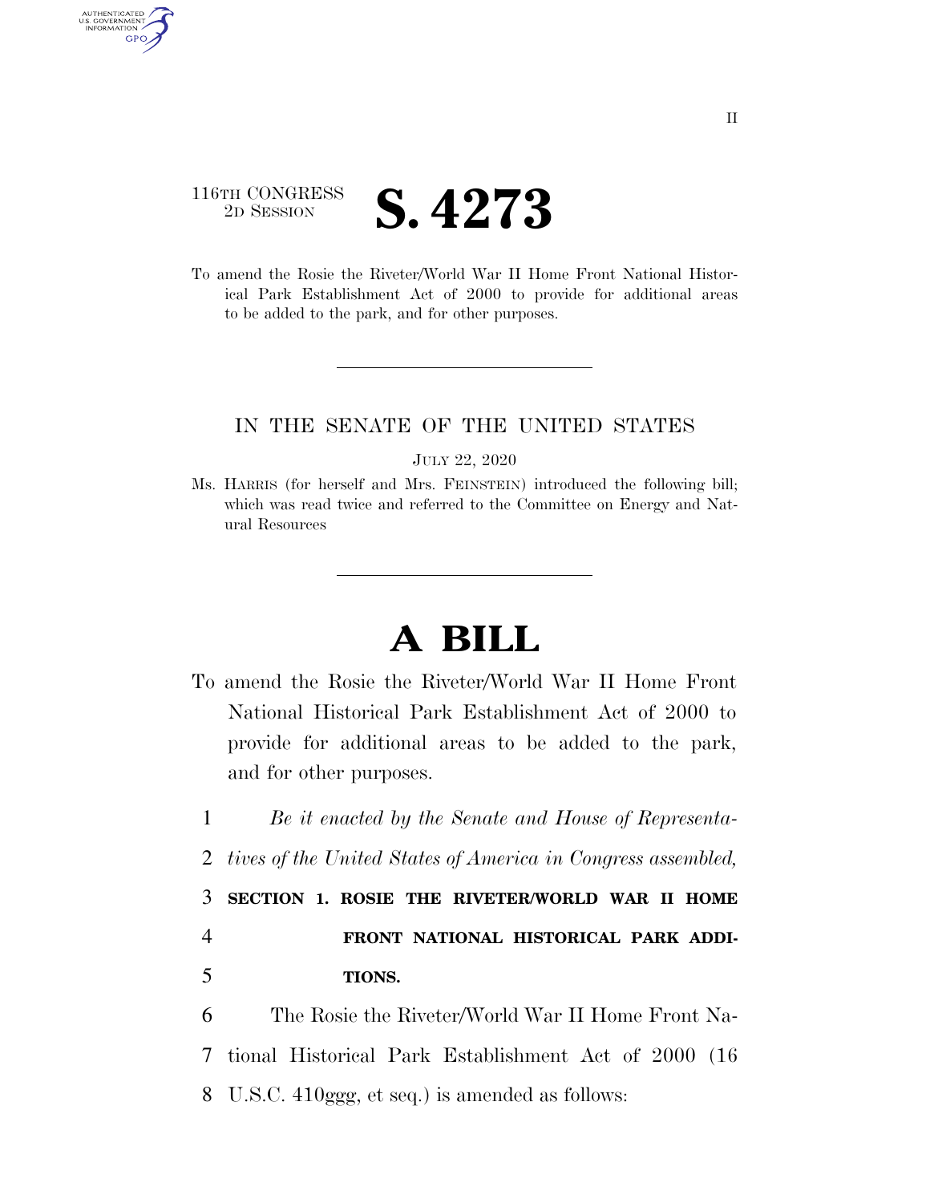116TH CONGRESS
2D SESSION

# S. 4273

To amend the Rosie the Riveter/World War II Home Front National Historical Park Establishment Act of 2000 to provide for additional areas to be added to the park, and for other purposes.

IN THE SENATE OF THE UNITED STATES

JULY 22, 2020

Ms. HARRIS (for herself and Mrs. FEINSTEIN) introduced the following bill; which was read twice and referred to the Committee on Energy and Natural Resources

# A BILL

To amend the Rosie the Riveter/World War II Home Front National Historical Park Establishment Act of 2000 to provide for additional areas to be added to the park, and for other purposes.

1 *Be it enacted by the Senate and House of Representa-*
2 *tives of the United States of America in Congress assembled,*

3 **SECTION 1. ROSIE THE RIVETER/WORLD WAR II HOME**
4 **FRONT NATIONAL HISTORICAL PARK ADDI-**
5 **TIONS.**

6 The Rosie the Riveter/World War II Home Front Na-
7 tional Historical Park Establishment Act of 2000 (16
8 U.S.C. 410ggg, et seq.) is amended as follows: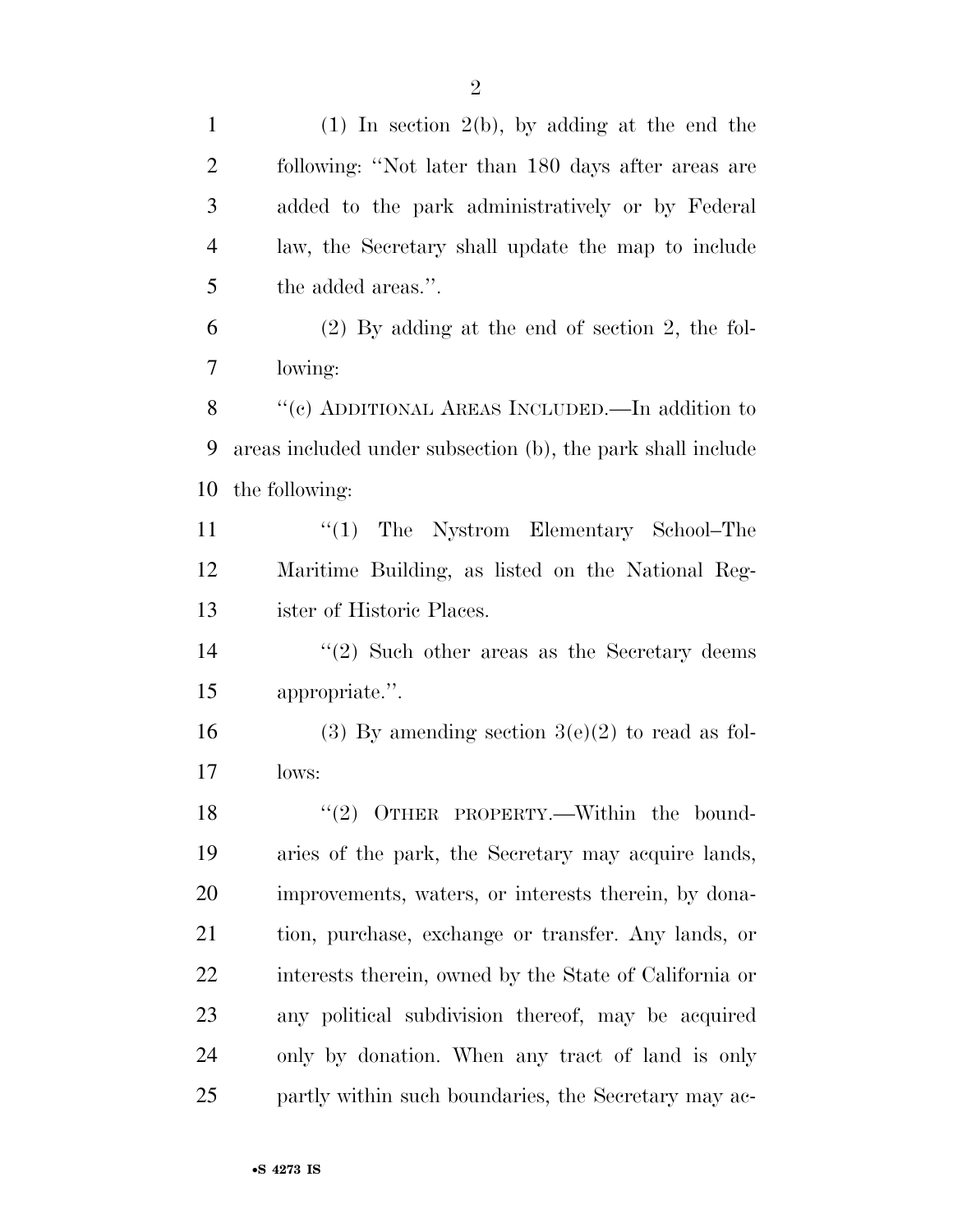(1) In section 2(b), by adding at the end the following: "Not later than 180 days after areas are added to the park administratively or by Federal law, the Secretary shall update the map to include the added areas.".

(2) By adding at the end of section 2, the following:

"(c) ADDITIONAL AREAS INCLUDED.—In addition to areas included under subsection (b), the park shall include the following:

"(1) The Nystrom Elementary School–The Maritime Building, as listed on the National Register of Historic Places.

"(2) Such other areas as the Secretary deems appropriate.".

(3) By amending section 3(e)(2) to read as follows:

"(2) OTHER PROPERTY.—Within the boundaries of the park, the Secretary may acquire lands, improvements, waters, or interests therein, by donation, purchase, exchange or transfer. Any lands, or interests therein, owned by the State of California or any political subdivision thereof, may be acquired only by donation. When any tract of land is only partly within such boundaries, the Secretary may ac-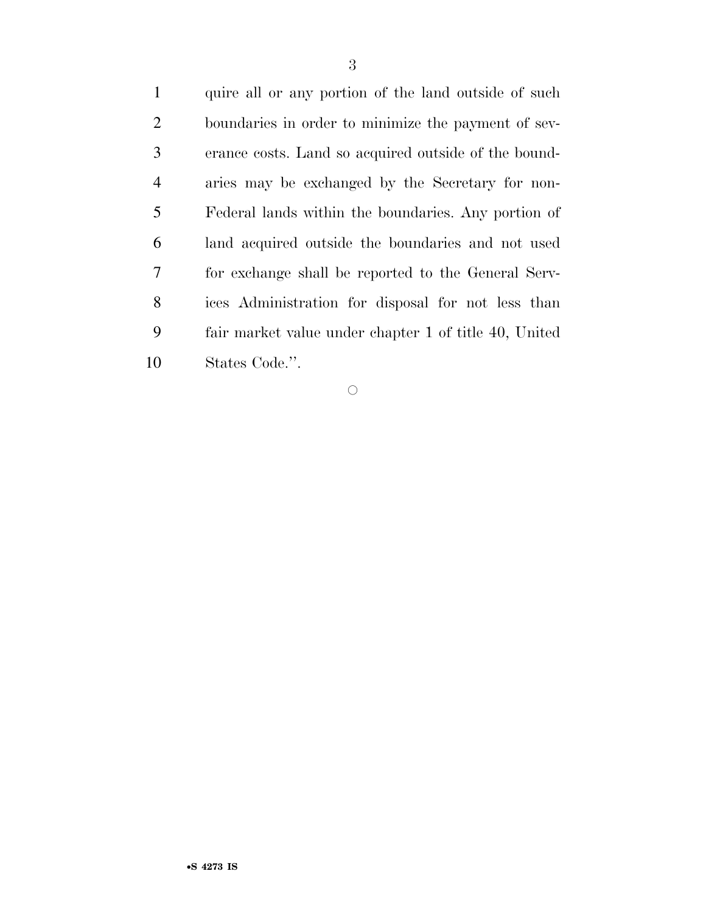quire all or any portion of the land outside of such boundaries in order to minimize the payment of severance costs. Land so acquired outside of the boundaries may be exchanged by the Secretary for non-Federal lands within the boundaries. Any portion of land acquired outside the boundaries and not used for exchange shall be reported to the General Services Administration for disposal for not less than fair market value under chapter 1 of title 40, United States Code.''.

○